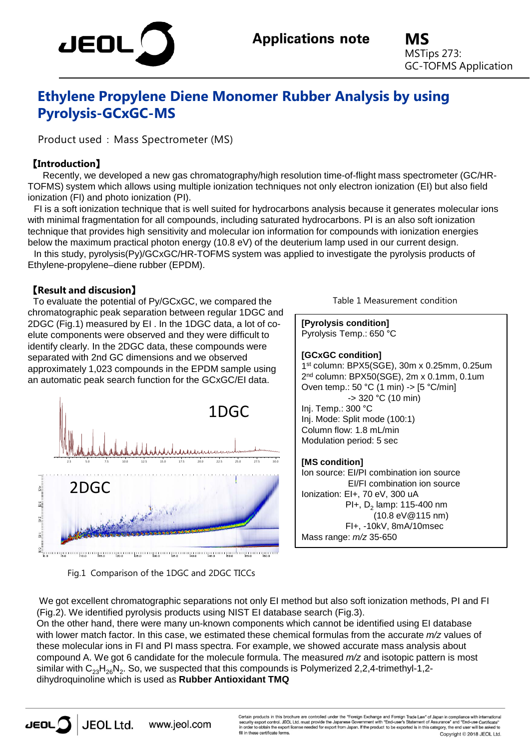# Ethylene Propylene Diene Monomer Rubber Analysis by using Pyrolysis-GCxGC-MS

**Applications note** — **MS** MSTips 273: GC-TOFMS Application

Product used : Mass Spectrometer (MS)

## 【Introduction】

Recently, we developed a new gas chromatography/high resolution time-of-flight mass spectrometer (GC/HR-TOFMS) system which allows using multiple ionization techniques not only electron ionization (EI) but also field ionization (FI) and photo ionization (PI).

FI is a soft ionization technique that is well suited for hydrocarbons analysis because it generates molecular ions with minimal fragmentation for all compounds, including saturated hydrocarbons. PI is an also soft ionization technique that provides high sensitivity and molecular ion information for compounds with ionization energies below the maximum practical photon energy (10.8 eV) of the deuterium lamp used in our current design.

In this study, pyrolysis(Py)/GCxGC/HR-TOFMS system was applied to investigate the pyrolysis products of Ethylene-propylene–diene rubber (EPDM).

## 【Result and discussion】

To evaluate the potential of Py/GCxGC, we compared the chromatographic peak separation between regular 1DGC and 2DGC (Fig.1) measured by EI . In the 1DGC data, a lot of co-elute components were observed and they were difficult to identify clearly. In the 2DGC data, these compounds were separated with 2nd GC dimensions and we observed approximately 1,023 compounds in the EPDM sample using an automatic peak search function for the GCxGC/EI data.

Fig.1 Comparison of the 1DGC and 2DGC TICCs

Table 1 Measurement condition

**[Pyrolysis condition]**
Pyrolysis Temp.: 650 °C

**[GCxGC condition]**
1st column: BPX5(SGE), 30m x 0.25mm, 0.25um
2nd column: BPX50(SGE), 2m x 0.1mm, 0.1um
Oven temp.: 50 °C (1 min) -> [5 °C/min] -> 320 °C (10 min)
Inj. Temp.: 300 °C
Inj. Mode: Split mode (100:1)
Column flow: 1.8 mL/min
Modulation period: 5 sec

**[MS condition]**
Ion source: EI/PI combination ion source
EI/FI combination ion source
Ionization: EI+, 70 eV, 300 uA
PI+, $D_2$ lamp: 115-400 nm (10.8 eV@115 nm)
FI+, -10kV, 8mA/10msec
Mass range: *m/z* 35-650

We got excellent chromatographic separations not only EI method but also soft ionization methods, PI and FI (Fig.2). We identified pyrolysis products using NIST EI database search (Fig.3).
On the other hand, there were many un-known components which cannot be identified using EI database with lower match factor. In this case, we estimated these chemical formulas from the accurate *m/z* values of these molecular ions in FI and PI mass spectra. For example, we showed accurate mass analysis about compound A. We got 6 candidate for the molecule formula. The measured *m/z* and isotopic pattern is most similar with $C_{23}H_{26}N_2$. So, we suspected that this compounds is Polymerized 2,2,4-trimethyl-1,2-dihydroquinoline which is used as **Rubber Antioxidant TMQ**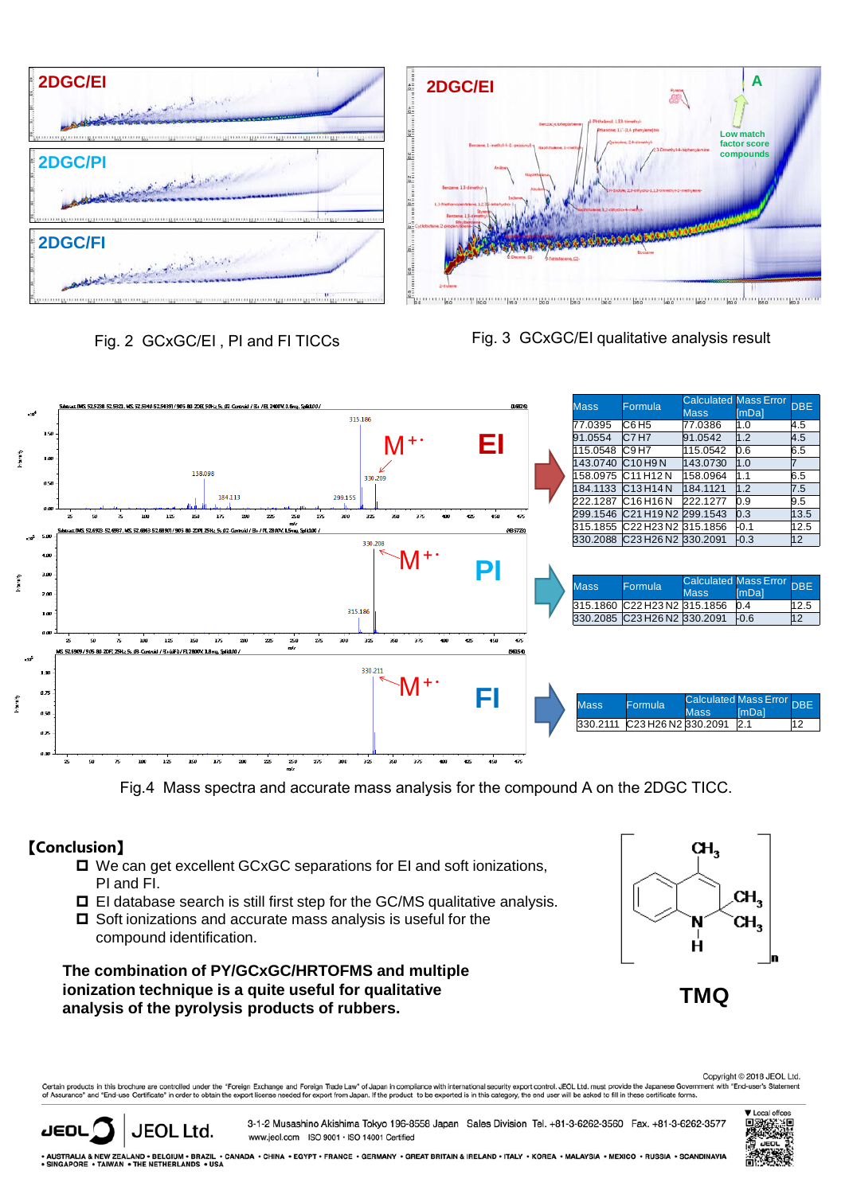2DGC/EI

2DGC/PI

2DGC/FI

Fig. 2 GCxGC/EI , PI and FI TICCs

2DGC/EI

A

Low match factor score compounds

Fig. 3 GCxGC/EI qualitative analysis result

EI

| Mass | Formula | Calculated Mass | Mass Error [mDa] | DBE |
|---|---|---|---|---|
| 77.0395 | C6 H5 | 77.0386 | 1.0 | 4.5 |
| 91.0554 | C7 H7 | 91.0542 | 1.2 | 4.5 |
| 115.0548 | C9 H7 | 115.0542 | 0.6 | 6.5 |
| 143.0740 | C10 H9 N | 143.0730 | 1.0 | 7 |
| 158.0975 | C11 H12 N | 158.0964 | 1.1 | 6.5 |
| 184.1133 | C13 H14 N | 184.1121 | 1.2 | 7.5 |
| 222.1287 | C16 H16 N | 222.1277 | 0.9 | 9.5 |
| 299.1546 | C21 H19 N2 | 299.1543 | 0.3 | 13.5 |
| 315.1855 | C22 H23 N2 | 315.1856 | -0.1 | 12.5 |
| 330.2088 | C23 H26 N2 | 330.2091 | -0.3 | 12 |

PI

| Mass | Formula | Calculated Mass | Mass Error [mDa] | DBE |
|---|---|---|---|---|
| 315.1860 | C22 H23 N2 | 315.1856 | 0.4 | 12.5 |
| 330.2085 | C23 H26 N2 | 330.2091 | -0.6 | 12 |

FI

| Mass | Formula | Calculated Mass | Mass Error [mDa] | DBE |
|---|---|---|---|---|
| 330.2111 | C23 H26 N2 | 330.2091 | 2.1 | 12 |

Fig.4 Mass spectra and accurate mass analysis for the compound A on the 2DGC TICC.

## 【Conclusion】

- ☐ We can get excellent GCxGC separations for EI and soft ionizations, PI and FI.
- ☐ EI database search is still first step for the GC/MS qualitative analysis.
- ☐ Soft ionizations and accurate mass analysis is useful for the compound identification.

**The combination of PY/GCxGC/HRTOFMS and multiple ionization technique is a quite useful for qualitative analysis of the pyrolysis products of rubbers.**

TMQ

Copyright © 2018 JEOL Ltd.

Certain products in this brochure are controlled under the "Foreign Exchange and Foreign Trade Law" of Japan in compliance with international security export control. JEOL Ltd. must provide the Japanese Government with "End-user's Statement of Assurance" and "End-use Certificate" in order to obtain the export license needed for export from Japan. If the product to be exported is in this category, the end user will be asked to fill in these certificate forms.

JEOL Ltd.

3-1-2 Musashino Akishima Tokyo 196-8558 Japan Sales Division Tel. +81-3-6262-3560 Fax. +81-3-6262-3577
www.jeol.com ISO 9001 · ISO 14001 Certified

▼ Local offices

• AUSTRALIA & NEW ZEALAND • BELGIUM • BRAZIL • CANADA • CHINA • EGYPT • FRANCE • GERMANY • GREAT BRITAIN & IRELAND • ITALY • KOREA • MALAYSIA • MEXICO • RUSSIA • SCANDINAVIA • SINGAPORE • TAIWAN • THE NETHERLANDS • USA